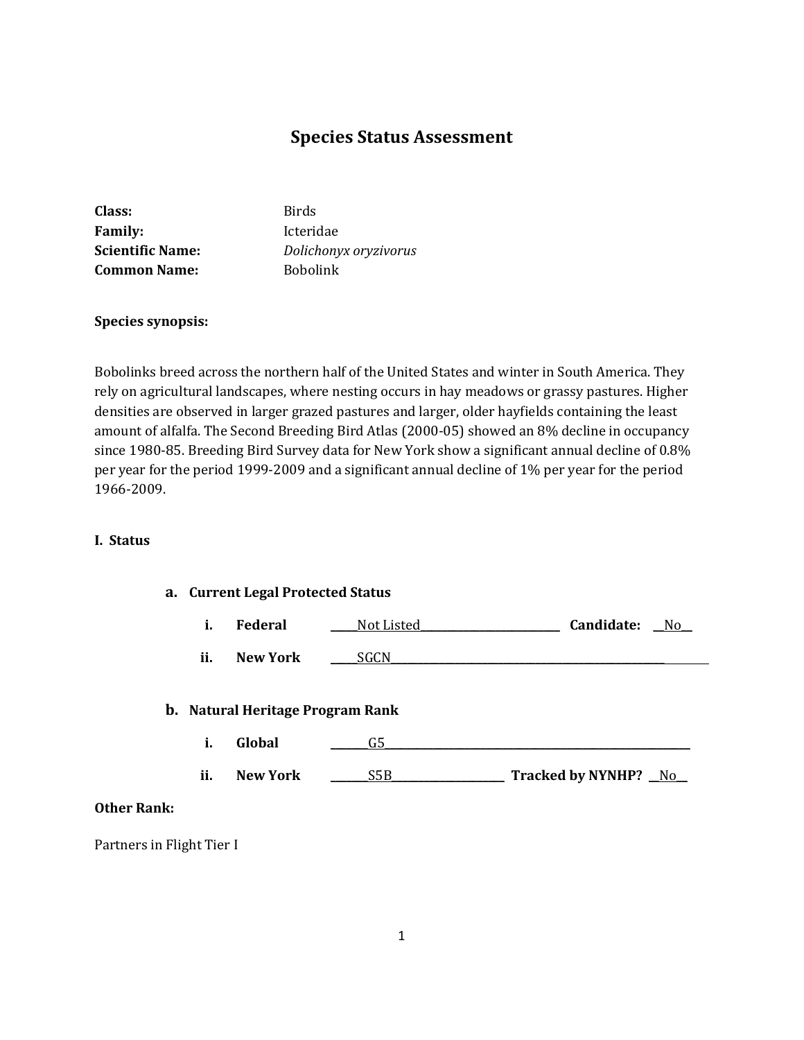# Species Status Assessment

**Class:** Birds
**Family:** Icteridae
**Scientific Name:** *Dolichonyx oryzivorus*
**Common Name:** Bobolink

**Species synopsis:**

Bobolinks breed across the northern half of the United States and winter in South America. They rely on agricultural landscapes, where nesting occurs in hay meadows or grassy pastures. Higher densities are observed in larger grazed pastures and larger, older hayfields containing the least amount of alfalfa. The Second Breeding Bird Atlas (2000-05) showed an 8% decline in occupancy since 1980-85. Breeding Bird Survey data for New York show a significant annual decline of 0.8% per year for the period 1999-2009 and a significant annual decline of 1% per year for the period 1966-2009.

## I. Status

### a. Current Legal Protected Status

i. **Federal** _____Not Listed_____ **Candidate:** __No__

ii. **New York** _____SGCN_____

### b. Natural Heritage Program Rank

i. **Global** _____G5_____

ii. **New York** _____S5B_____ **Tracked by NYNHP?** __No__

**Other Rank:**

Partners in Flight Tier I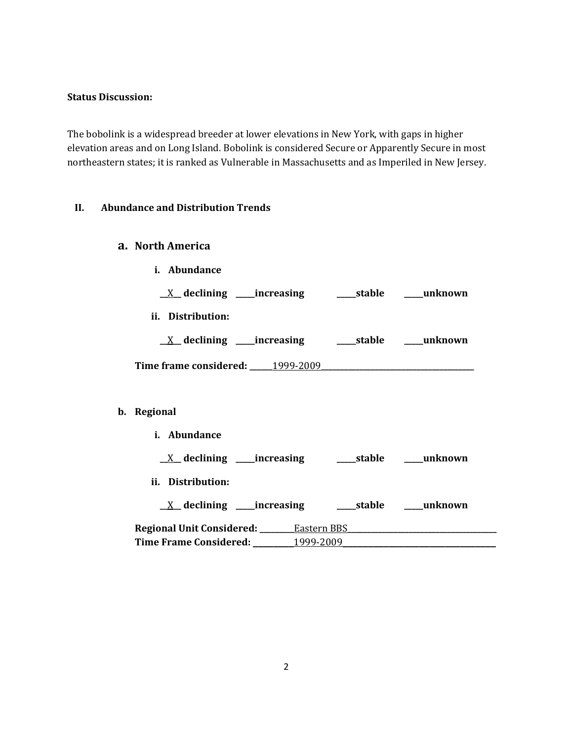**Status Discussion:**

The bobolink is a widespread breeder at lower elevations in New York, with gaps in higher elevation areas and on Long Island. Bobolink is considered Secure or Apparently Secure in most northeastern states; it is ranked as Vulnerable in Massachusetts and as Imperiled in New Jersey.

## II. Abundance and Distribution Trends

### a. North America

**i. Abundance**

__X__ **declining** _____**increasing** _____**stable** _____**unknown**

**ii. Distribution:**

__X__ **declining** _____**increasing** _____**stable** _____**unknown**

**Time frame considered:** ______1999-2009________________________________________

### b. Regional

**i. Abundance**

__X__ **declining** _____**increasing** _____**stable** _____**unknown**

**ii. Distribution:**

__X__ **declining** _____**increasing** _____**stable** _____**unknown**

**Regional Unit Considered:** _________Eastern BBS______________________________________

**Time Frame Considered:** __________1999-2009________________________________________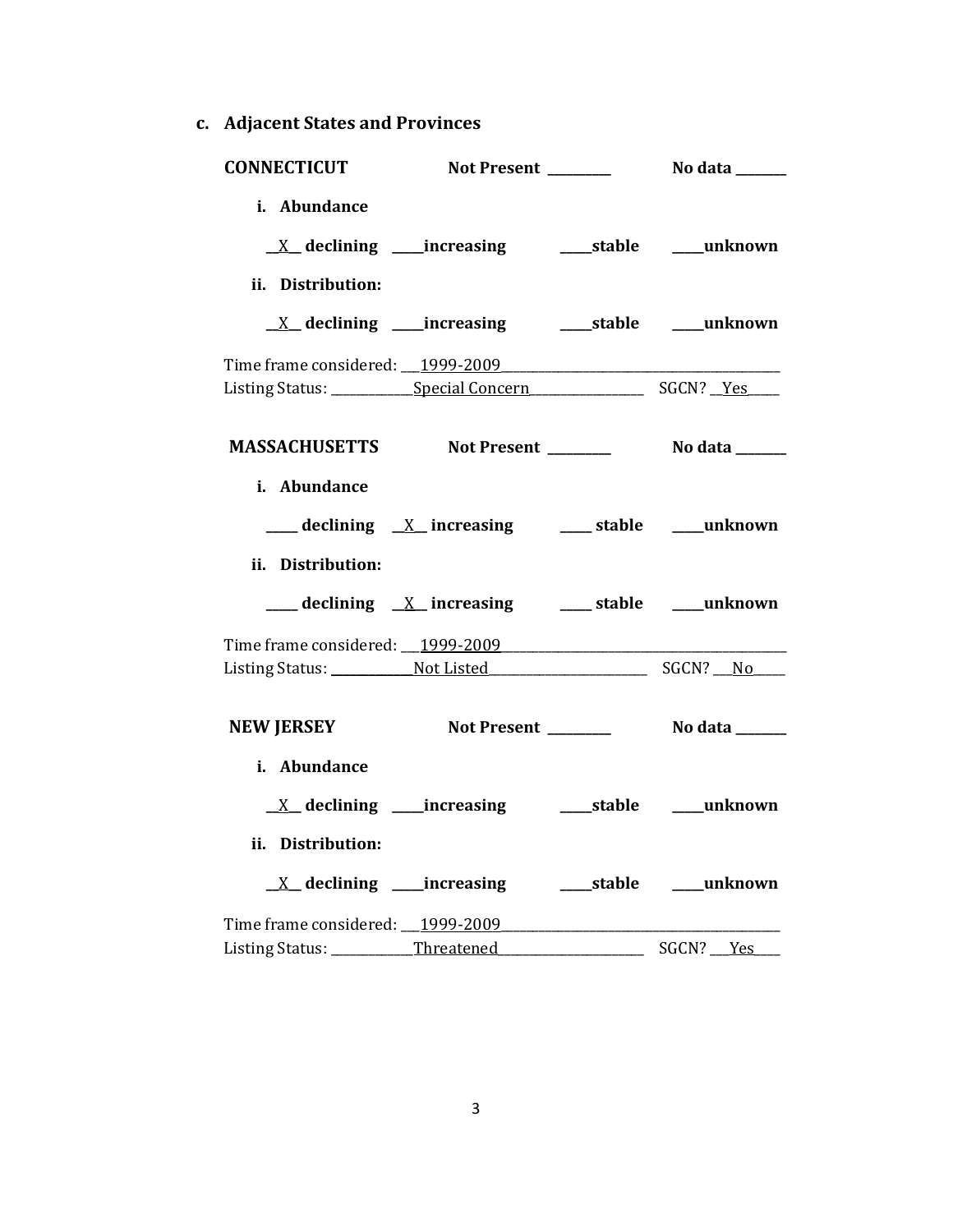### c. Adjacent States and Provinces

**CONNECTICUT** **Not Present** ________ **No data** _______

**i. Abundance**

__X__ **declining** ____**increasing** ____**stable** ____**unknown**

**ii. Distribution:**

__X__ **declining** ____**increasing** ____**stable** ____**unknown**

Time frame considered: ___1999-2009________________________________________
Listing Status: ____________Special Concern_________________ SGCN? __Yes_____

**MASSACHUSETTS** **Not Present** ________ **No data** _______

**i. Abundance**

____ **declining** __X__ **increasing** ____ **stable** ____**unknown**

**ii. Distribution:**

____ **declining** __X__ **increasing** ____ **stable** ____**unknown**

Time frame considered: ___1999-2009__________________________________________
Listing Status: ____________Not Listed_______________________ SGCN? ___No_____

**NEW JERSEY** **Not Present** ________ **No data** _______

**i. Abundance**

__X__ **declining** ____**increasing** ____**stable** ____**unknown**

**ii. Distribution:**

__X__ **declining** ____**increasing** ____**stable** ____**unknown**

Time frame considered: ___1999-2009________________________________________
Listing Status: ____________Threatened______________________ SGCN? ___Yes____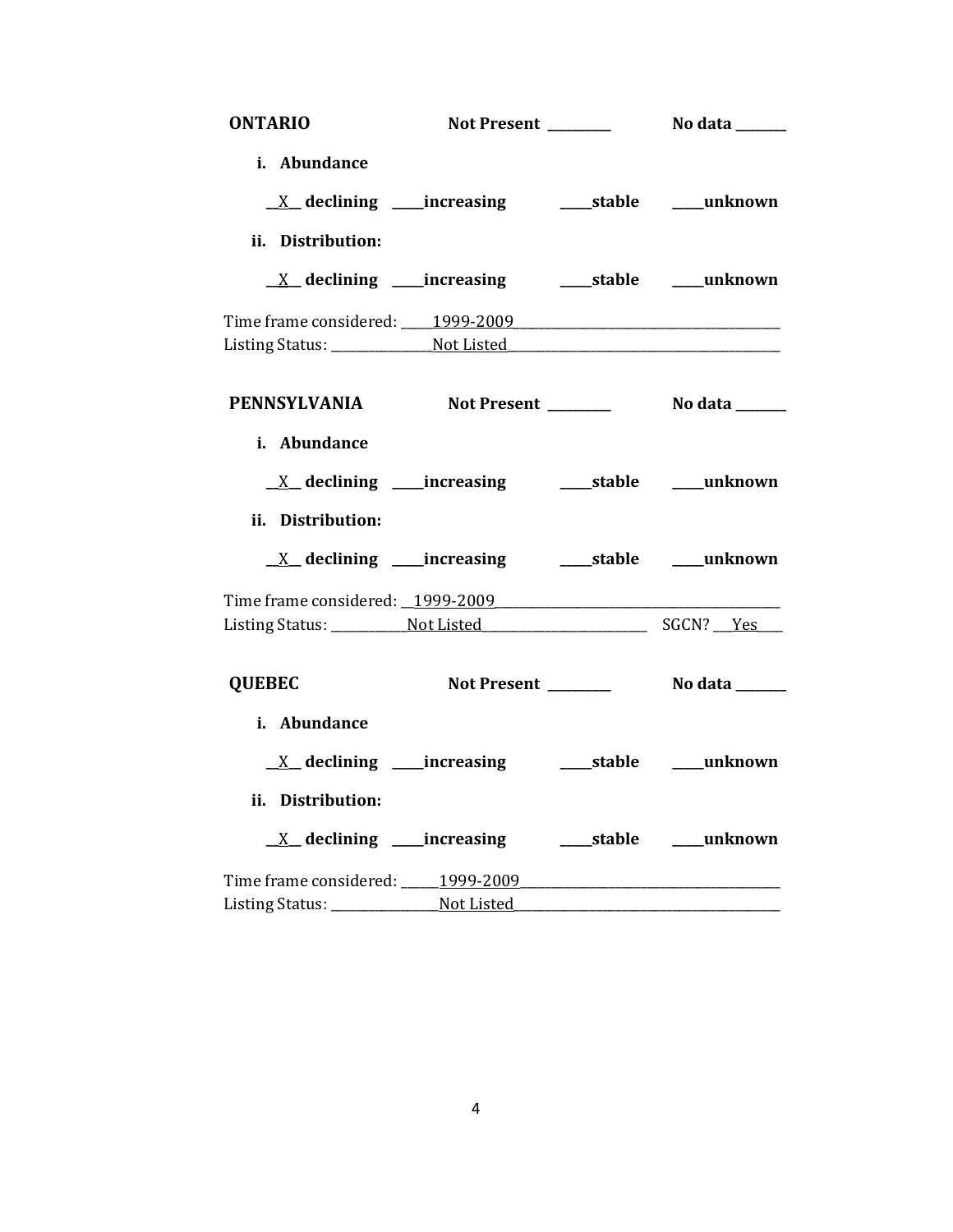**ONTARIO** **Not Present** _________ **No data** _______

**i. Abundance**

__X__ **declining** _____**increasing** _____**stable** _____**unknown**

**ii. Distribution:**

__X__ **declining** _____**increasing** _____**stable** _____**unknown**

Time frame considered: _____1999-2009_______________________________________
Listing Status: _______________Not Listed_________________________________________

**PENNSYLVANIA** **Not Present** _________ **No data** _______

**i. Abundance**

__X__ **declining** _____**increasing** _____**stable** _____**unknown**

**ii. Distribution:**

__X__ **declining** _____**increasing** _____**stable** _____**unknown**

Time frame considered: __1999-2009___________________________________________
Listing Status: ___________Not Listed_________________________ SGCN? ___Yes____

**QUEBEC** **Not Present** _________ **No data** _______

**i. Abundance**

__X__ **declining** _____**increasing** _____**stable** _____**unknown**

**ii. Distribution:**

__X__ **declining** _____**increasing** _____**stable** _____**unknown**

Time frame considered: ______1999-2009______________________________________
Listing Status: ________________Not Listed_________________________________________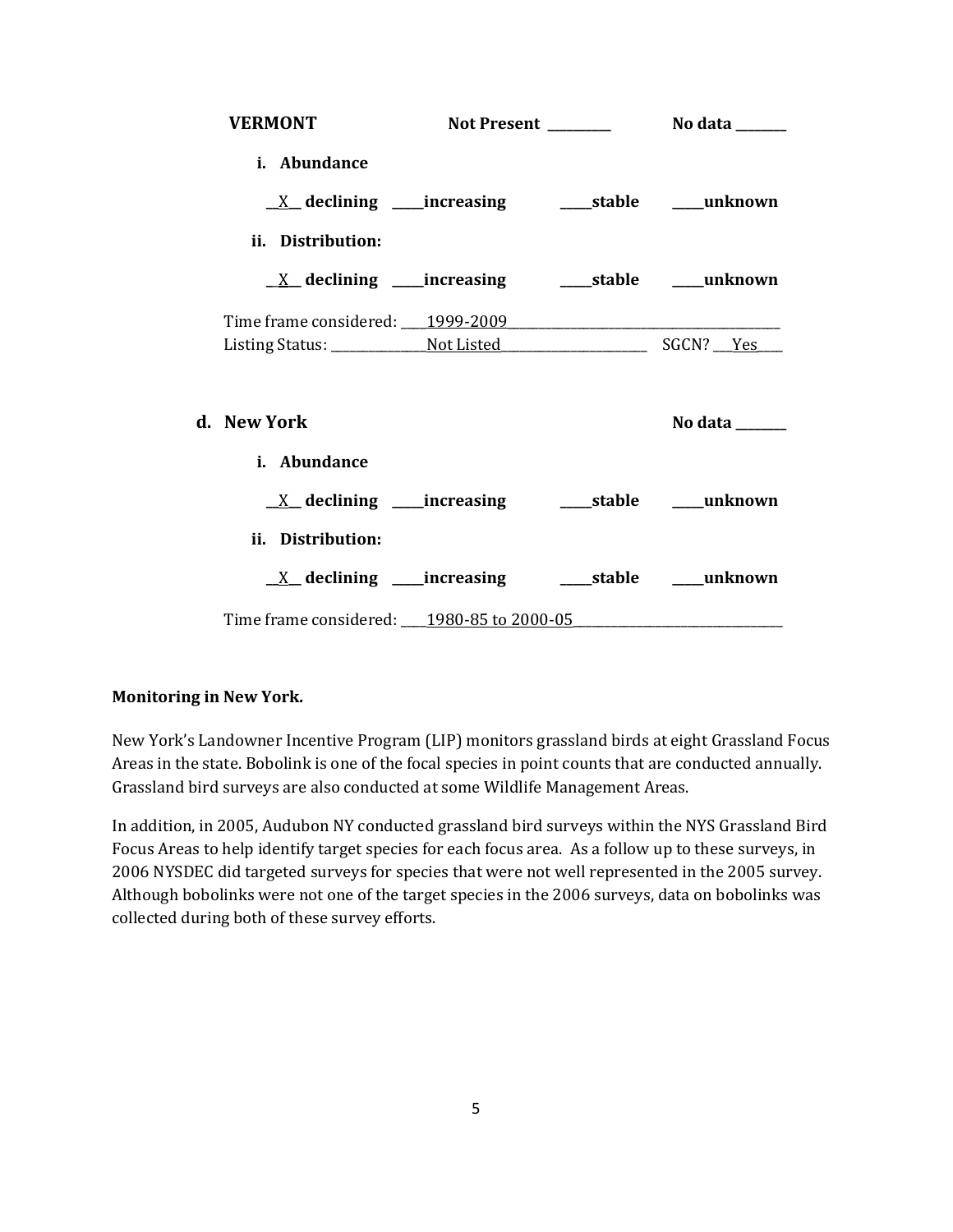**VERMONT** Not Present _________ No data _______

i. **Abundance**

__X__ **declining** _____**increasing** _____**stable** _____**unknown**

ii. **Distribution:**

__X__ **declining** _____**increasing** _____**stable** _____**unknown**

Time frame considered: ____1999-2009________________________________________

Listing Status: _______________Not Listed_______________________ SGCN? ___Yes____

**d. New York** No data _______

i. **Abundance**

__X__ **declining** _____**increasing** _____**stable** _____**unknown**

ii. **Distribution:**

__X__ **declining** _____**increasing** _____**stable** _____**unknown**

Time frame considered: ____1980-85 to 2000-05________________________________

**Monitoring in New York.**

New York's Landowner Incentive Program (LIP) monitors grassland birds at eight Grassland Focus Areas in the state. Bobolink is one of the focal species in point counts that are conducted annually. Grassland bird surveys are also conducted at some Wildlife Management Areas.

In addition, in 2005, Audubon NY conducted grassland bird surveys within the NYS Grassland Bird Focus Areas to help identify target species for each focus area. As a follow up to these surveys, in 2006 NYSDEC did targeted surveys for species that were not well represented in the 2005 survey. Although bobolinks were not one of the target species in the 2006 surveys, data on bobolinks was collected during both of these survey efforts.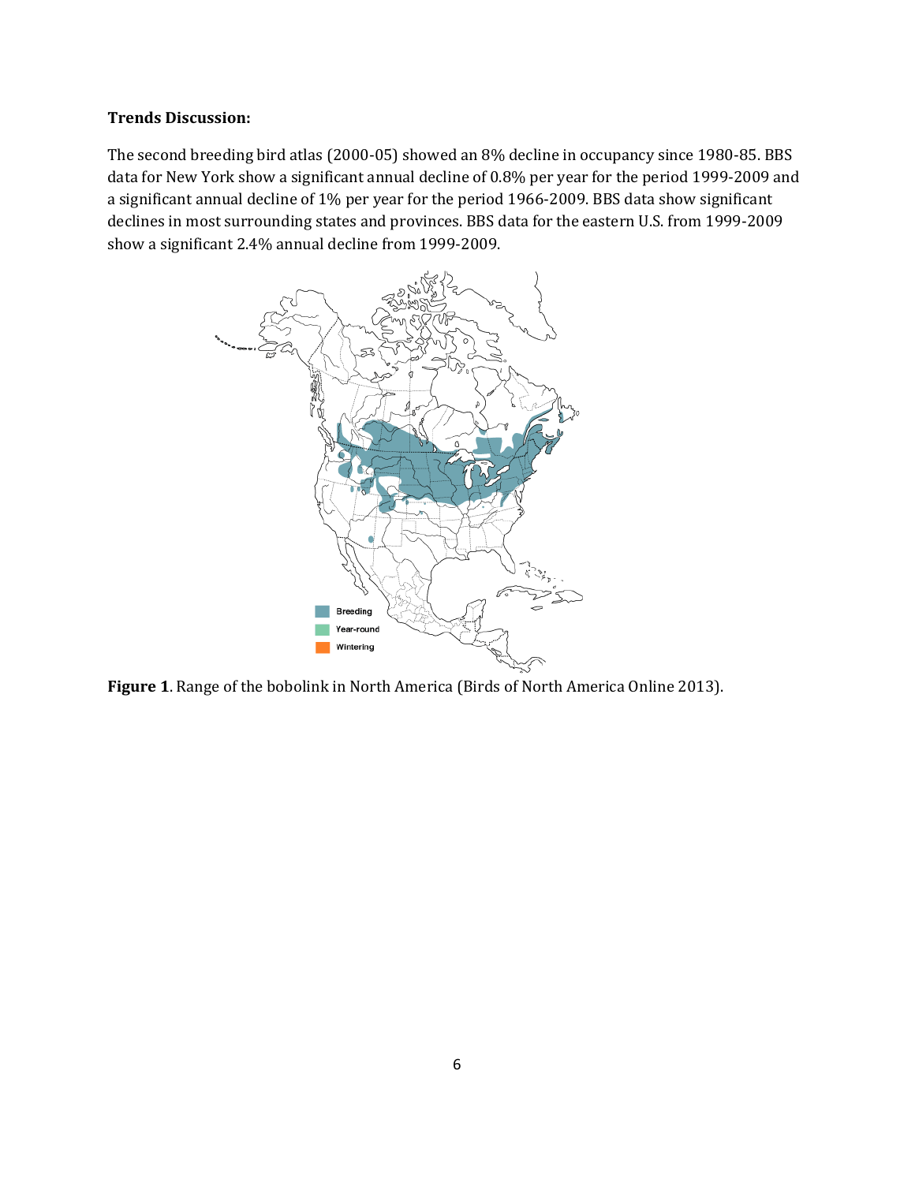**Trends Discussion:**

The second breeding bird atlas (2000-05) showed an 8% decline in occupancy since 1980-85. BBS data for New York show a significant annual decline of 0.8% per year for the period 1999-2009 and a significant annual decline of 1% per year for the period 1966-2009. BBS data show significant declines in most surrounding states and provinces. BBS data for the eastern U.S. from 1999-2009 show a significant 2.4% annual decline from 1999-2009.

**Figure 1**. Range of the bobolink in North America (Birds of North America Online 2013).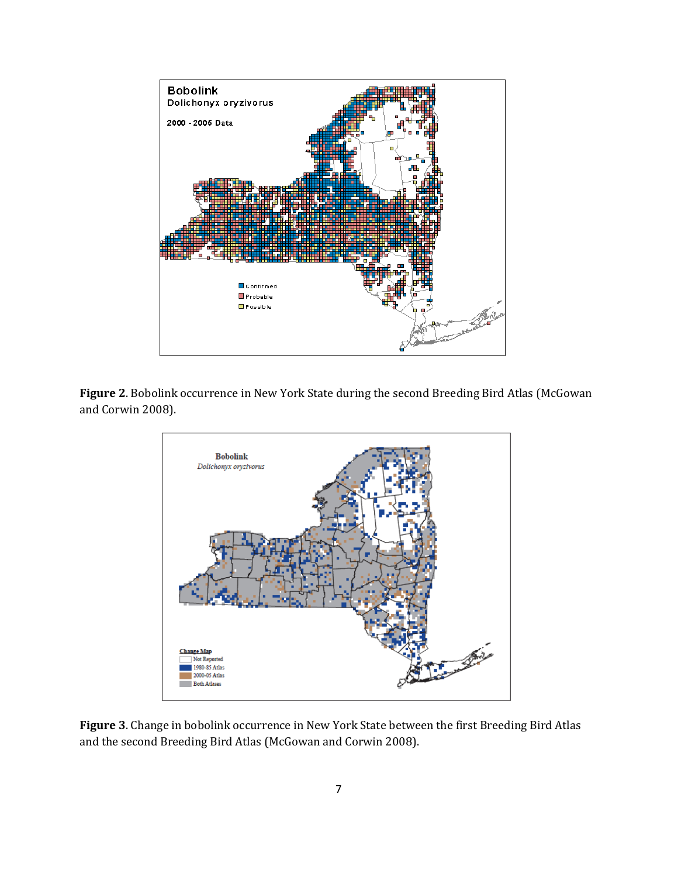**Figure 2**. Bobolink occurrence in New York State during the second Breeding Bird Atlas (McGowan and Corwin 2008).

**Figure 3**. Change in bobolink occurrence in New York State between the first Breeding Bird Atlas and the second Breeding Bird Atlas (McGowan and Corwin 2008).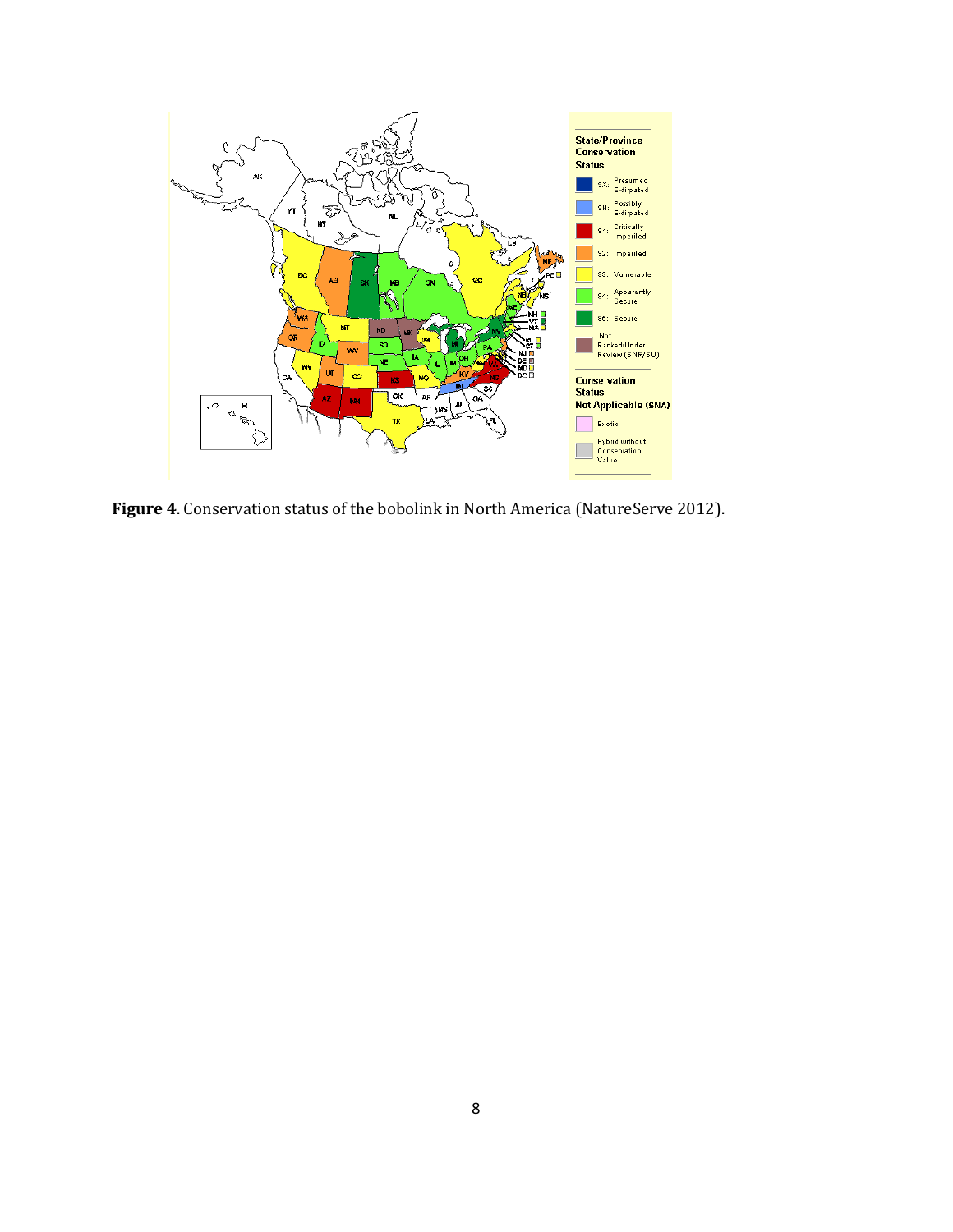**Figure 4**. Conservation status of the bobolink in North America (NatureServe 2012).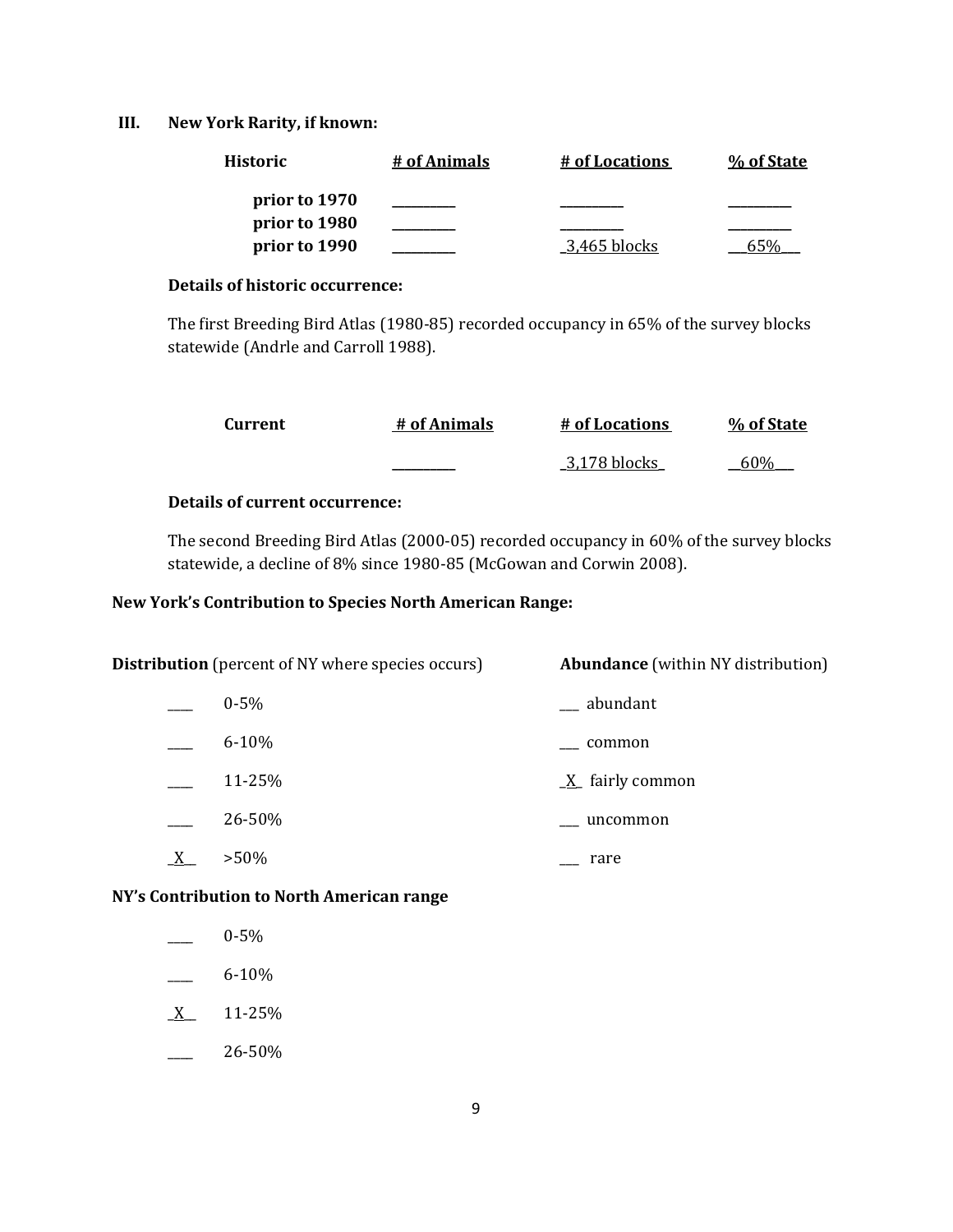### III. New York Rarity, if known:

| Historic | # of Animals | # of Locations | % of State |
|---|---|---|---|
| prior to 1970 | _________ | _________ | _________ |
| prior to 1980 | _________ | _________ | _________ |
| prior to 1990 | _________ | _3,465 blocks | ___65%___ |

**Details of historic occurrence:**

The first Breeding Bird Atlas (1980-85) recorded occupancy in 65% of the survey blocks statewide (Andrle and Carroll 1988).

| Current | # of Animals | # of Locations | % of State |
|---|---|---|---|
| | _________ | _3,178 blocks_ | __60%___ |

**Details of current occurrence:**

The second Breeding Bird Atlas (2000-05) recorded occupancy in 60% of the survey blocks statewide, a decline of 8% since 1980-85 (McGowan and Corwin 2008).

**New York's Contribution to Species North American Range:**

**Distribution** (percent of NY where species occurs)

____ 0-5%

____ 6-10%

____ 11-25%

____ 26-50%

_X__ >50%

**Abundance** (within NY distribution)

___ abundant

___ common

_X_ fairly common

___ uncommon

___ rare

**NY's Contribution to North American range**

____ 0-5%

____ 6-10%

_X__ 11-25%

____ 26-50%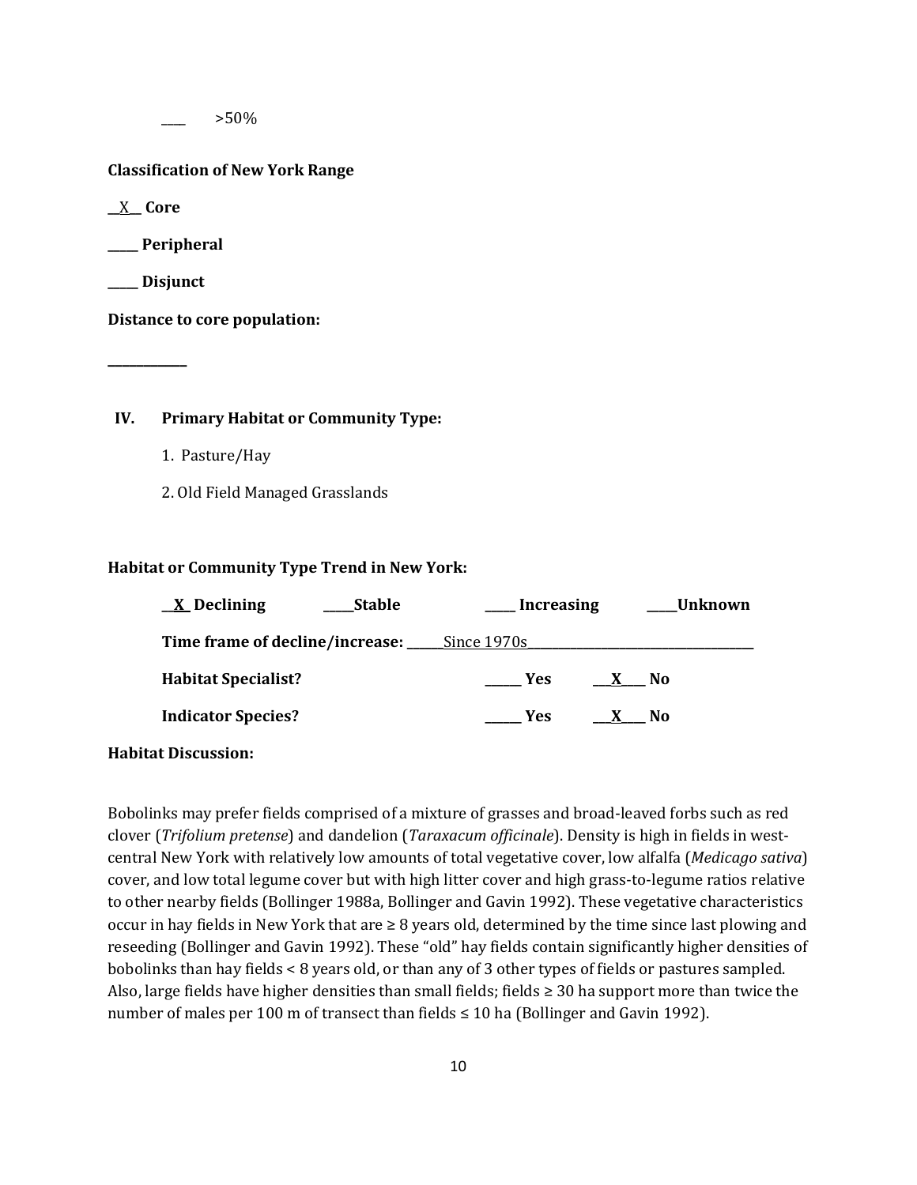\_\_\_\_ >50%

**Classification of New York Range**

\_\_X\_\_ **Core**

\_\_\_\_\_ **Peripheral**

\_\_\_\_\_ **Disjunct**

**Distance to core population:**

\_\_\_\_\_\_\_\_\_\_\_\_

## IV. Primary Habitat or Community Type:

1. Pasture/Hay
2. Old Field Managed Grasslands

**Habitat or Community Type Trend in New York:**

\_\_X\_ **Declining** \_\_\_\_\_**Stable** \_\_\_\_\_ **Increasing** \_\_\_\_\_**Unknown**

**Time frame of decline/increase:** \_\_\_\_\_\_Since 1970s\_\_\_\_\_\_\_\_\_\_\_\_\_\_\_\_\_\_\_\_\_\_\_\_\_\_\_\_\_\_\_\_\_\_\_\_

**Habitat Specialist?** \_\_\_\_\_\_ **Yes** \_\_\_X\_\_\_\_ **No**

**Indicator Species?** \_\_\_\_\_\_ **Yes** \_\_\_X\_\_\_\_ **No**

**Habitat Discussion:**

Bobolinks may prefer fields comprised of a mixture of grasses and broad-leaved forbs such as red clover (*Trifolium pretense*) and dandelion (*Taraxacum officinale*). Density is high in fields in west-central New York with relatively low amounts of total vegetative cover, low alfalfa (*Medicago sativa*) cover, and low total legume cover but with high litter cover and high grass-to-legume ratios relative to other nearby fields (Bollinger 1988a, Bollinger and Gavin 1992). These vegetative characteristics occur in hay fields in New York that are ≥ 8 years old, determined by the time since last plowing and reseeding (Bollinger and Gavin 1992). These "old" hay fields contain significantly higher densities of bobolinks than hay fields < 8 years old, or than any of 3 other types of fields or pastures sampled. Also, large fields have higher densities than small fields; fields ≥ 30 ha support more than twice the number of males per 100 m of transect than fields ≤ 10 ha (Bollinger and Gavin 1992).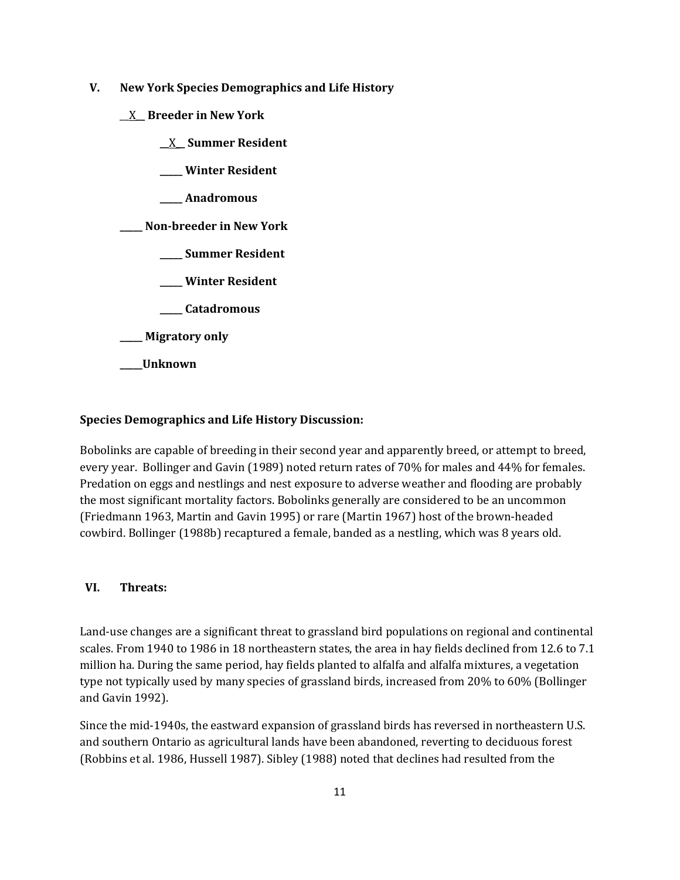## V. New York Species Demographics and Life History

__X__ **Breeder in New York**

&nbsp;&nbsp;&nbsp;&nbsp;__X__ **Summer Resident**

&nbsp;&nbsp;&nbsp;&nbsp;_____ **Winter Resident**

&nbsp;&nbsp;&nbsp;&nbsp;_____ **Anadromous**

_____ **Non-breeder in New York**

&nbsp;&nbsp;&nbsp;&nbsp;_____ **Summer Resident**

&nbsp;&nbsp;&nbsp;&nbsp;_____ **Winter Resident**

&nbsp;&nbsp;&nbsp;&nbsp;_____ **Catadromous**

_____ **Migratory only**

_____**Unknown**

**Species Demographics and Life History Discussion:**

Bobolinks are capable of breeding in their second year and apparently breed, or attempt to breed, every year. Bollinger and Gavin (1989) noted return rates of 70% for males and 44% for females. Predation on eggs and nestlings and nest exposure to adverse weather and flooding are probably the most significant mortality factors. Bobolinks generally are considered to be an uncommon (Friedmann 1963, Martin and Gavin 1995) or rare (Martin 1967) host of the brown-headed cowbird. Bollinger (1988b) recaptured a female, banded as a nestling, which was 8 years old.

## VI. Threats:

Land-use changes are a significant threat to grassland bird populations on regional and continental scales. From 1940 to 1986 in 18 northeastern states, the area in hay fields declined from 12.6 to 7.1 million ha. During the same period, hay fields planted to alfalfa and alfalfa mixtures, a vegetation type not typically used by many species of grassland birds, increased from 20% to 60% (Bollinger and Gavin 1992).

Since the mid-1940s, the eastward expansion of grassland birds has reversed in northeastern U.S. and southern Ontario as agricultural lands have been abandoned, reverting to deciduous forest (Robbins et al. 1986, Hussell 1987). Sibley (1988) noted that declines had resulted from the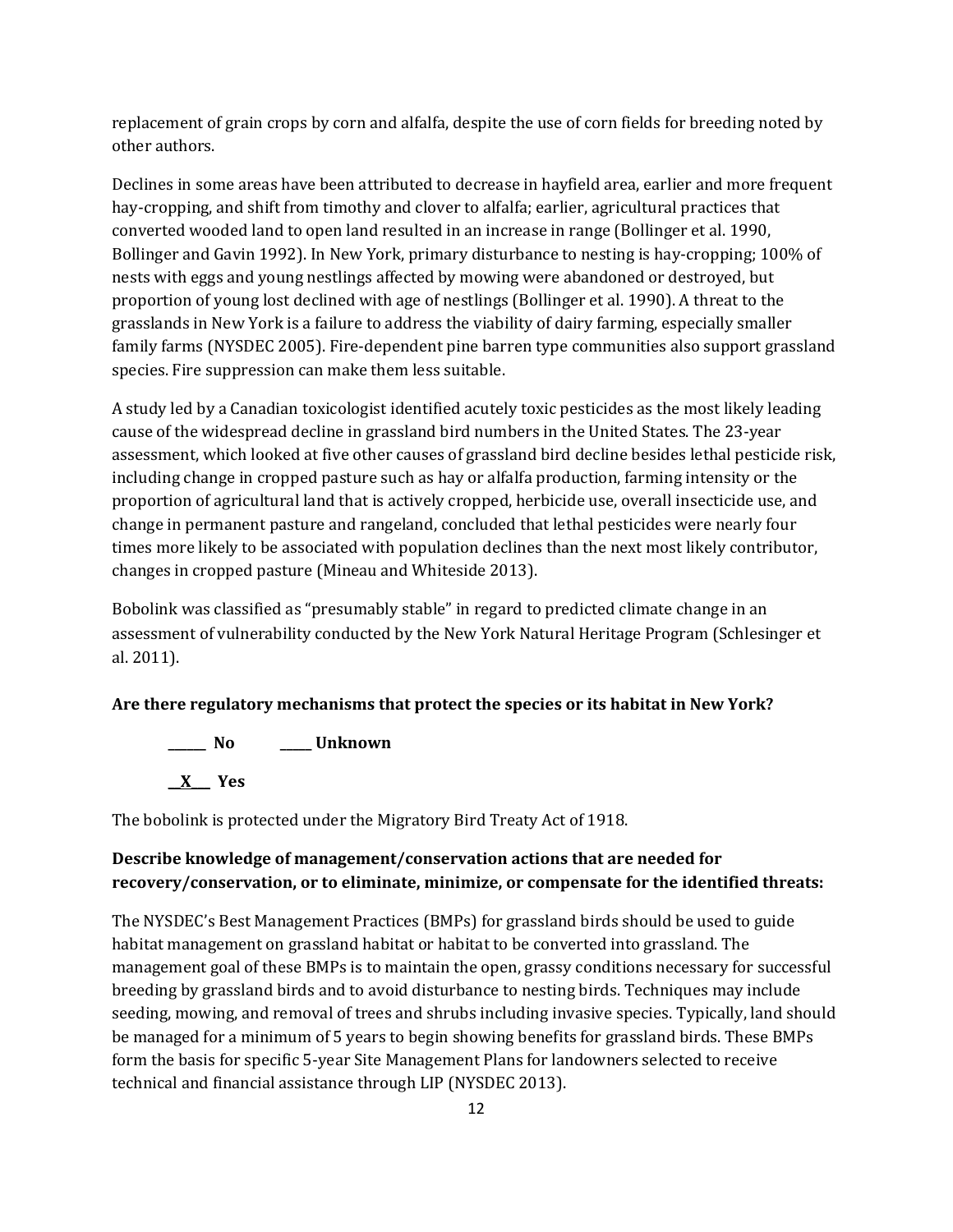replacement of grain crops by corn and alfalfa, despite the use of corn fields for breeding noted by other authors.

Declines in some areas have been attributed to decrease in hayfield area, earlier and more frequent hay-cropping, and shift from timothy and clover to alfalfa; earlier, agricultural practices that converted wooded land to open land resulted in an increase in range (Bollinger et al. 1990, Bollinger and Gavin 1992). In New York, primary disturbance to nesting is hay-cropping; 100% of nests with eggs and young nestlings affected by mowing were abandoned or destroyed, but proportion of young lost declined with age of nestlings (Bollinger et al. 1990). A threat to the grasslands in New York is a failure to address the viability of dairy farming, especially smaller family farms (NYSDEC 2005). Fire-dependent pine barren type communities also support grassland species. Fire suppression can make them less suitable.

A study led by a Canadian toxicologist identified acutely toxic pesticides as the most likely leading cause of the widespread decline in grassland bird numbers in the United States. The 23-year assessment, which looked at five other causes of grassland bird decline besides lethal pesticide risk, including change in cropped pasture such as hay or alfalfa production, farming intensity or the proportion of agricultural land that is actively cropped, herbicide use, overall insecticide use, and change in permanent pasture and rangeland, concluded that lethal pesticides were nearly four times more likely to be associated with population declines than the next most likely contributor, changes in cropped pasture (Mineau and Whiteside 2013).

Bobolink was classified as "presumably stable" in regard to predicted climate change in an assessment of vulnerability conducted by the New York Natural Heritage Program (Schlesinger et al. 2011).

**Are there regulatory mechanisms that protect the species or its habitat in New York?**

**______ No ______ Unknown**

**__X___ Yes**

The bobolink is protected under the Migratory Bird Treaty Act of 1918.

**Describe knowledge of management/conservation actions that are needed for recovery/conservation, or to eliminate, minimize, or compensate for the identified threats:**

The NYSDEC's Best Management Practices (BMPs) for grassland birds should be used to guide habitat management on grassland habitat or habitat to be converted into grassland. The management goal of these BMPs is to maintain the open, grassy conditions necessary for successful breeding by grassland birds and to avoid disturbance to nesting birds. Techniques may include seeding, mowing, and removal of trees and shrubs including invasive species. Typically, land should be managed for a minimum of 5 years to begin showing benefits for grassland birds. These BMPs form the basis for specific 5-year Site Management Plans for landowners selected to receive technical and financial assistance through LIP (NYSDEC 2013).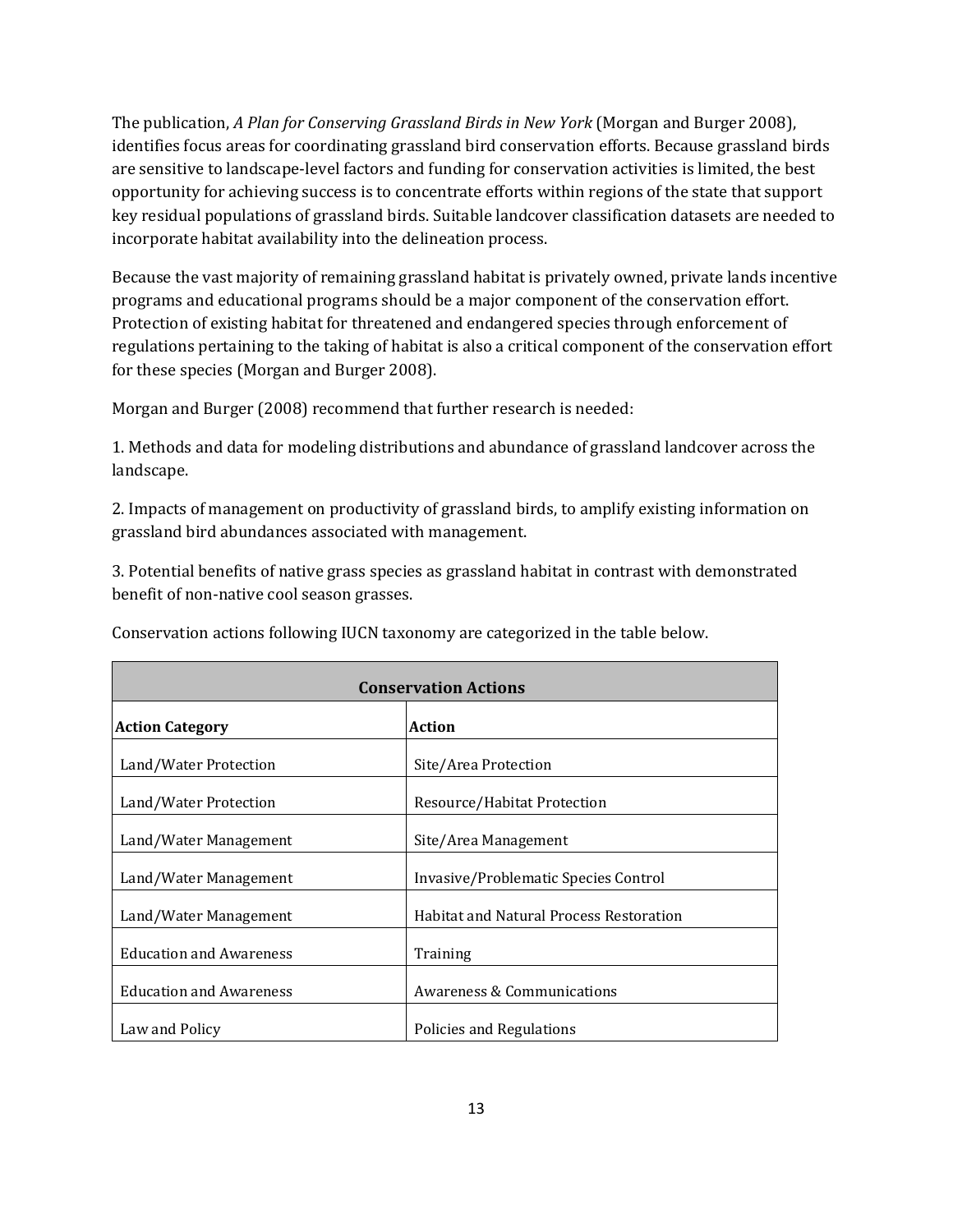The publication, *A Plan for Conserving Grassland Birds in New York* (Morgan and Burger 2008), identifies focus areas for coordinating grassland bird conservation efforts. Because grassland birds are sensitive to landscape-level factors and funding for conservation activities is limited, the best opportunity for achieving success is to concentrate efforts within regions of the state that support key residual populations of grassland birds. Suitable landcover classification datasets are needed to incorporate habitat availability into the delineation process.

Because the vast majority of remaining grassland habitat is privately owned, private lands incentive programs and educational programs should be a major component of the conservation effort. Protection of existing habitat for threatened and endangered species through enforcement of regulations pertaining to the taking of habitat is also a critical component of the conservation effort for these species (Morgan and Burger 2008).

Morgan and Burger (2008) recommend that further research is needed:

1. Methods and data for modeling distributions and abundance of grassland landcover across the landscape.

2. Impacts of management on productivity of grassland birds, to amplify existing information on grassland bird abundances associated with management.

3. Potential benefits of native grass species as grassland habitat in contrast with demonstrated benefit of non-native cool season grasses.

Conservation actions following IUCN taxonomy are categorized in the table below.

| **Conservation Actions** | |
|---|---|
| **Action Category** | **Action** |
| Land/Water Protection | Site/Area Protection |
| Land/Water Protection | Resource/Habitat Protection |
| Land/Water Management | Site/Area Management |
| Land/Water Management | Invasive/Problematic Species Control |
| Land/Water Management | Habitat and Natural Process Restoration |
| Education and Awareness | Training |
| Education and Awareness | Awareness & Communications |
| Law and Policy | Policies and Regulations |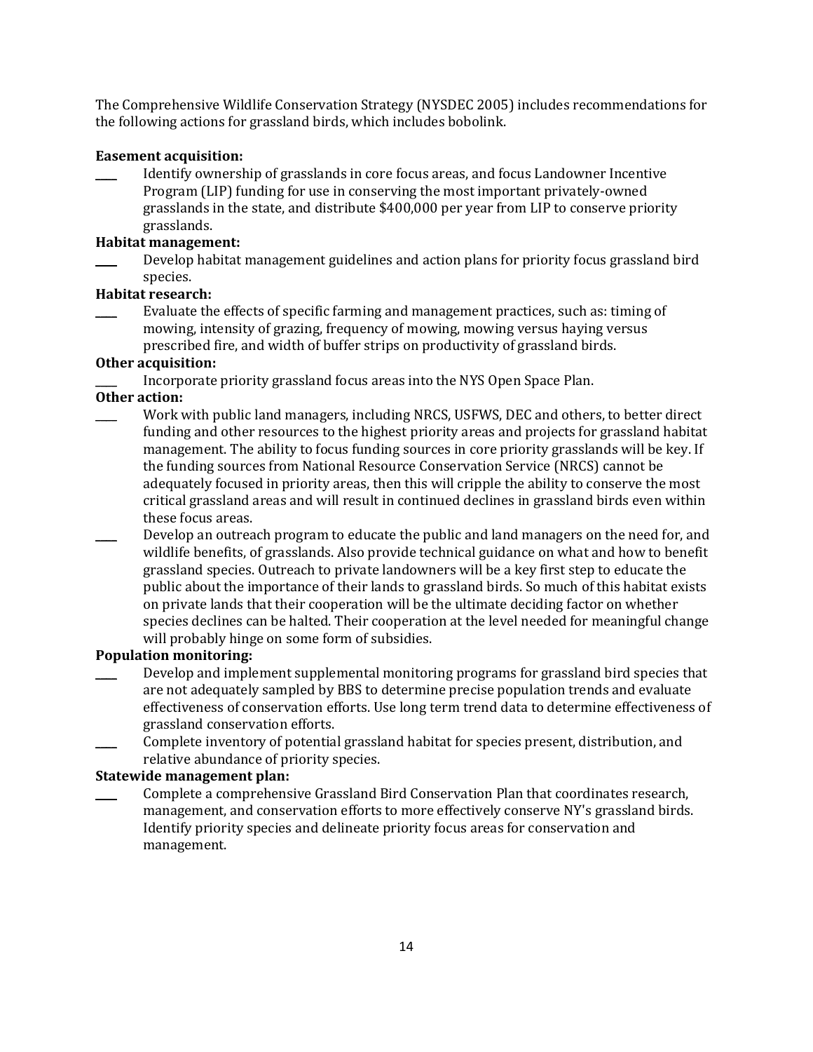The Comprehensive Wildlife Conservation Strategy (NYSDEC 2005) includes recommendations for the following actions for grassland birds, which includes bobolink.

**Easement acquisition:**

\_\_\_\_ Identify ownership of grasslands in core focus areas, and focus Landowner Incentive Program (LIP) funding for use in conserving the most important privately-owned grasslands in the state, and distribute $400,000 per year from LIP to conserve priority grasslands.

**Habitat management:**

\_\_\_\_ Develop habitat management guidelines and action plans for priority focus grassland bird species.

**Habitat research:**

\_\_\_\_ Evaluate the effects of specific farming and management practices, such as: timing of mowing, intensity of grazing, frequency of mowing, mowing versus haying versus prescribed fire, and width of buffer strips on productivity of grassland birds.

**Other acquisition:**

\_\_\_\_ Incorporate priority grassland focus areas into the NYS Open Space Plan.

**Other action:**

\_\_\_\_ Work with public land managers, including NRCS, USFWS, DEC and others, to better direct funding and other resources to the highest priority areas and projects for grassland habitat management. The ability to focus funding sources in core priority grasslands will be key. If the funding sources from National Resource Conservation Service (NRCS) cannot be adequately focused in priority areas, then this will cripple the ability to conserve the most critical grassland areas and will result in continued declines in grassland birds even within these focus areas.

\_\_\_\_ Develop an outreach program to educate the public and land managers on the need for, and wildlife benefits, of grasslands. Also provide technical guidance on what and how to benefit grassland species. Outreach to private landowners will be a key first step to educate the public about the importance of their lands to grassland birds. So much of this habitat exists on private lands that their cooperation will be the ultimate deciding factor on whether species declines can be halted. Their cooperation at the level needed for meaningful change will probably hinge on some form of subsidies.

**Population monitoring:**

\_\_\_\_ Develop and implement supplemental monitoring programs for grassland bird species that are not adequately sampled by BBS to determine precise population trends and evaluate effectiveness of conservation efforts. Use long term trend data to determine effectiveness of grassland conservation efforts.

\_\_\_\_ Complete inventory of potential grassland habitat for species present, distribution, and relative abundance of priority species.

**Statewide management plan:**

\_\_\_\_ Complete a comprehensive Grassland Bird Conservation Plan that coordinates research, management, and conservation efforts to more effectively conserve NY's grassland birds. Identify priority species and delineate priority focus areas for conservation and management.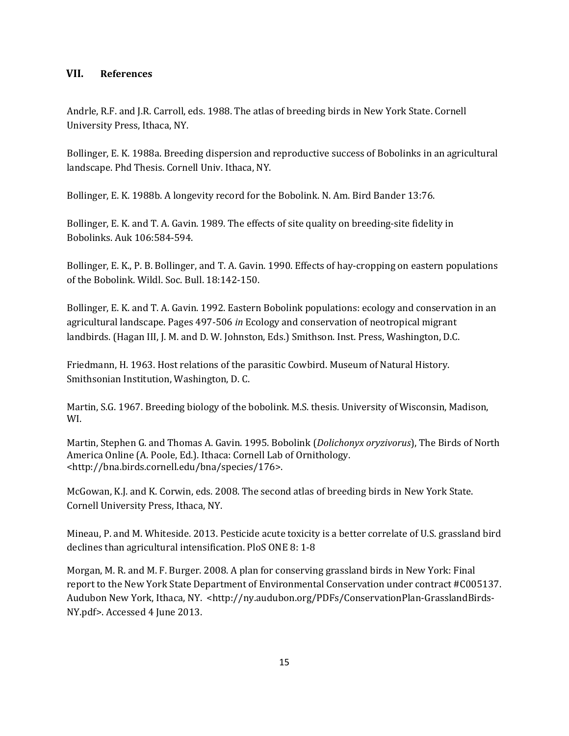## VII. References

Andrle, R.F. and J.R. Carroll, eds. 1988. The atlas of breeding birds in New York State. Cornell University Press, Ithaca, NY.

Bollinger, E. K. 1988a. Breeding dispersion and reproductive success of Bobolinks in an agricultural landscape. Phd Thesis. Cornell Univ. Ithaca, NY.

Bollinger, E. K. 1988b. A longevity record for the Bobolink. N. Am. Bird Bander 13:76.

Bollinger, E. K. and T. A. Gavin. 1989. The effects of site quality on breeding-site fidelity in Bobolinks. Auk 106:584-594.

Bollinger, E. K., P. B. Bollinger, and T. A. Gavin. 1990. Effects of hay-cropping on eastern populations of the Bobolink. Wildl. Soc. Bull. 18:142-150.

Bollinger, E. K. and T. A. Gavin. 1992. Eastern Bobolink populations: ecology and conservation in an agricultural landscape. Pages 497-506 *in* Ecology and conservation of neotropical migrant landbirds. (Hagan III, J. M. and D. W. Johnston, Eds.) Smithson. Inst. Press, Washington, D.C.

Friedmann, H. 1963. Host relations of the parasitic Cowbird. Museum of Natural History. Smithsonian Institution, Washington, D. C.

Martin, S.G. 1967. Breeding biology of the bobolink. M.S. thesis. University of Wisconsin, Madison, WI.

Martin, Stephen G. and Thomas A. Gavin. 1995. Bobolink (*Dolichonyx oryzivorus*), The Birds of North America Online (A. Poole, Ed.). Ithaca: Cornell Lab of Ornithology. <http://bna.birds.cornell.edu/bna/species/176>.

McGowan, K.J. and K. Corwin, eds. 2008. The second atlas of breeding birds in New York State. Cornell University Press, Ithaca, NY.

Mineau, P. and M. Whiteside. 2013. Pesticide acute toxicity is a better correlate of U.S. grassland bird declines than agricultural intensification. PloS ONE 8: 1-8

Morgan, M. R. and M. F. Burger. 2008. A plan for conserving grassland birds in New York: Final report to the New York State Department of Environmental Conservation under contract #C005137. Audubon New York, Ithaca, NY. <http://ny.audubon.org/PDFs/ConservationPlan-GrasslandBirds-NY.pdf>. Accessed 4 June 2013.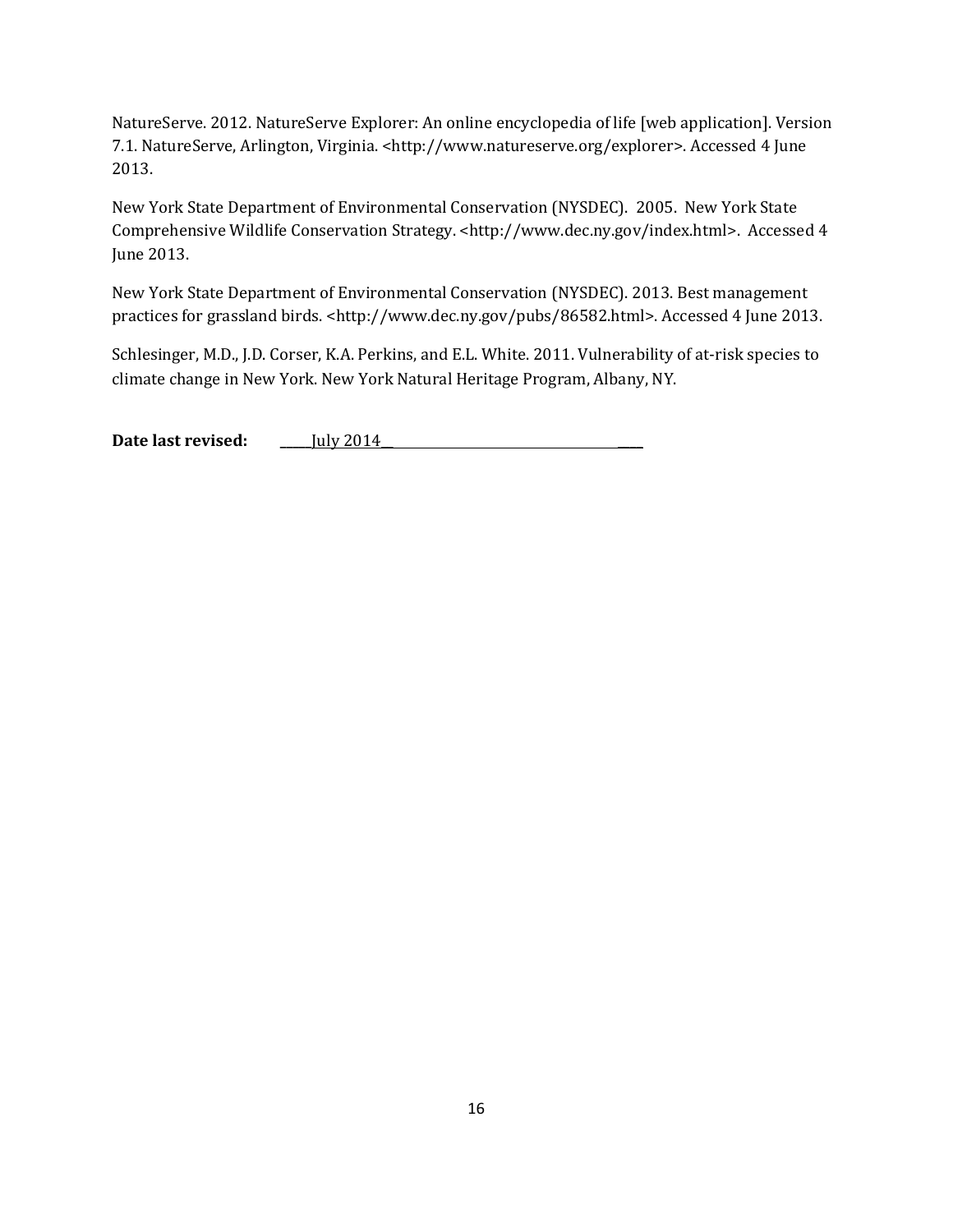NatureServe. 2012. NatureServe Explorer: An online encyclopedia of life [web application]. Version 7.1. NatureServe, Arlington, Virginia. <http://www.natureserve.org/explorer>. Accessed 4 June 2013.

New York State Department of Environmental Conservation (NYSDEC). 2005. New York State Comprehensive Wildlife Conservation Strategy. <http://www.dec.ny.gov/index.html>. Accessed 4 June 2013.

New York State Department of Environmental Conservation (NYSDEC). 2013. Best management practices for grassland birds. <http://www.dec.ny.gov/pubs/86582.html>. Accessed 4 June 2013.

Schlesinger, M.D., J.D. Corser, K.A. Perkins, and E.L. White. 2011. Vulnerability of at-risk species to climate change in New York. New York Natural Heritage Program, Albany, NY.

**Date last revised:** July 2014